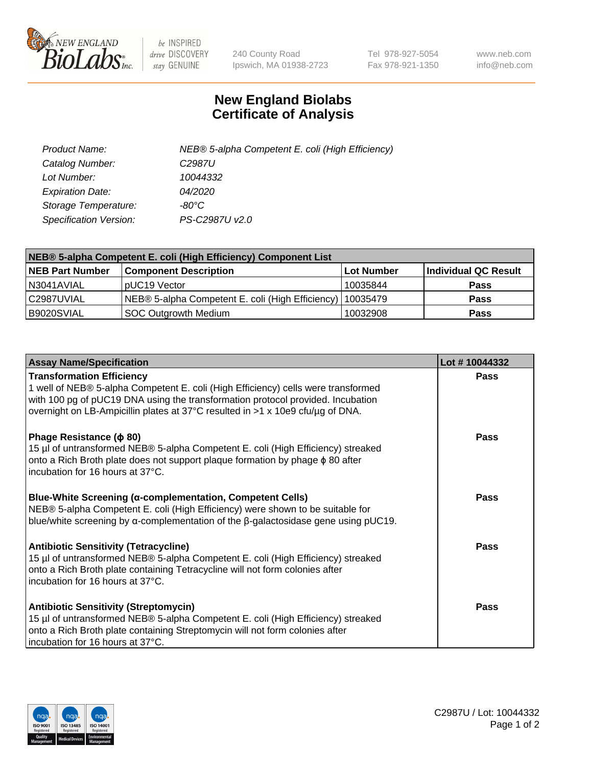# New England Biolabs
# Certificate of Analysis

| | |
|---|---|
| *Product Name:* | *NEB® 5-alpha Competent E. coli (High Efficiency)* |
| *Catalog Number:* | *C2987U* |
| *Lot Number:* | *10044332* |
| *Expiration Date:* | *04/2020* |
| *Storage Temperature:* | *-80°C* |
| *Specification Version:* | *PS-C2987U v2.0* |

| NEB® 5-alpha Competent E. coli (High Efficiency) Component List | | | |
|---|---|---|---|
| **NEB Part Number** | **Component Description** | **Lot Number** | **Individual QC Result** |
| N3041AVIAL | pUC19 Vector | 10035844 | **Pass** |
| C2987UVIAL | NEB® 5-alpha Competent E. coli (High Efficiency) | 10035479 | **Pass** |
| B9020SVIAL | SOC Outgrowth Medium | 10032908 | **Pass** |

| Assay Name/Specification | Lot # 10044332 |
|---|---|
| **Transformation Efficiency**<br>1 well of NEB® 5-alpha Competent E. coli (High Efficiency) cells were transformed with 100 pg of pUC19 DNA using the transformation protocol provided. Incubation overnight on LB-Ampicillin plates at 37°C resulted in >1 x 10e9 cfu/µg of DNA. | **Pass** |
| **Phage Resistance (ϕ 80)**<br>15 µl of untransformed NEB® 5-alpha Competent E. coli (High Efficiency) streaked onto a Rich Broth plate does not support plaque formation by phage ϕ 80 after incubation for 16 hours at 37°C. | **Pass** |
| **Blue-White Screening (α-complementation, Competent Cells)**<br>NEB® 5-alpha Competent E. coli (High Efficiency) were shown to be suitable for blue/white screening by α-complementation of the β-galactosidase gene using pUC19. | **Pass** |
| **Antibiotic Sensitivity (Tetracycline)**<br>15 µl of untransformed NEB® 5-alpha Competent E. coli (High Efficiency) streaked onto a Rich Broth plate containing Tetracycline will not form colonies after incubation for 16 hours at 37°C. | **Pass** |
| **Antibiotic Sensitivity (Streptomycin)**<br>15 µl of untransformed NEB® 5-alpha Competent E. coli (High Efficiency) streaked onto a Rich Broth plate containing Streptomycin will not form colonies after incubation for 16 hours at 37°C. | **Pass** |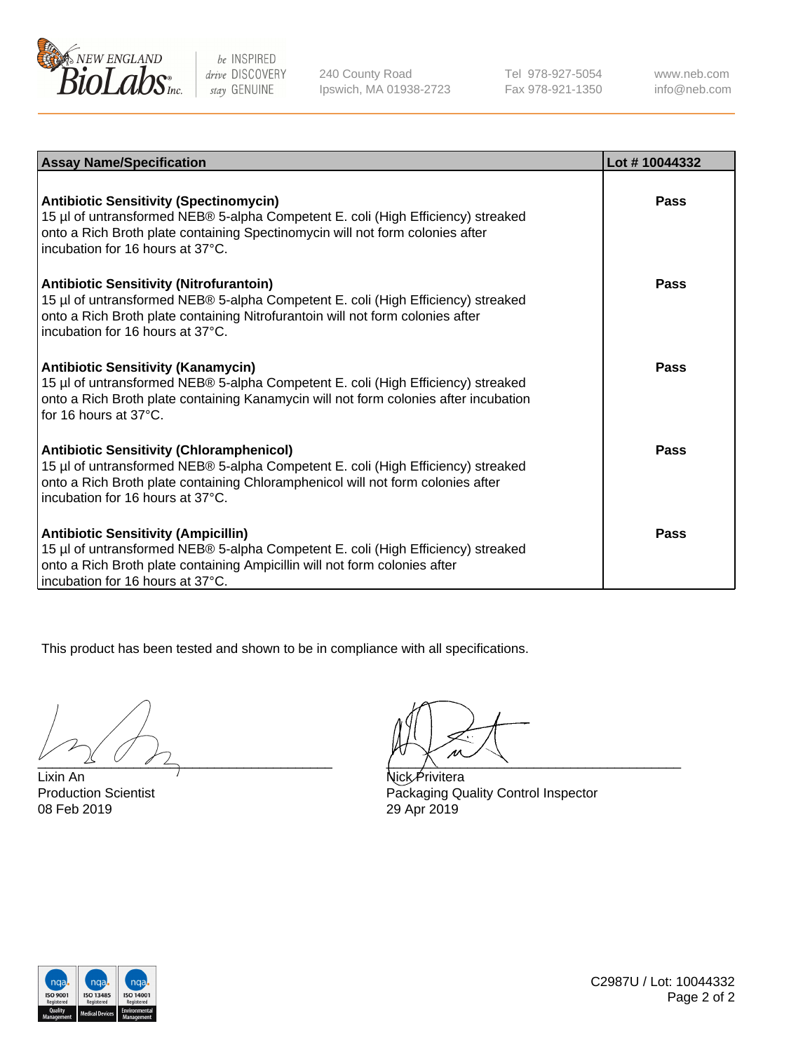| Assay Name/Specification | Lot # 10044332 |
|---|---|
| **Antibiotic Sensitivity (Spectinomycin)**<br>15 µl of untransformed NEB® 5-alpha Competent E. coli (High Efficiency) streaked onto a Rich Broth plate containing Spectinomycin will not form colonies after incubation for 16 hours at 37°C. | **Pass** |
| **Antibiotic Sensitivity (Nitrofurantoin)**<br>15 µl of untransformed NEB® 5-alpha Competent E. coli (High Efficiency) streaked onto a Rich Broth plate containing Nitrofurantoin will not form colonies after incubation for 16 hours at 37°C. | **Pass** |
| **Antibiotic Sensitivity (Kanamycin)**<br>15 µl of untransformed NEB® 5-alpha Competent E. coli (High Efficiency) streaked onto a Rich Broth plate containing Kanamycin will not form colonies after incubation for 16 hours at 37°C. | **Pass** |
| **Antibiotic Sensitivity (Chloramphenicol)**<br>15 µl of untransformed NEB® 5-alpha Competent E. coli (High Efficiency) streaked onto a Rich Broth plate containing Chloramphenicol will not form colonies after incubation for 16 hours at 37°C. | **Pass** |
| **Antibiotic Sensitivity (Ampicillin)**<br>15 µl of untransformed NEB® 5-alpha Competent E. coli (High Efficiency) streaked onto a Rich Broth plate containing Ampicillin will not form colonies after incubation for 16 hours at 37°C. | **Pass** |

This product has been tested and shown to be in compliance with all specifications.

Lixin An
Production Scientist
08 Feb 2019

Nick Privitera
Packaging Quality Control Inspector
29 Apr 2019

C2987U / Lot: 10044332